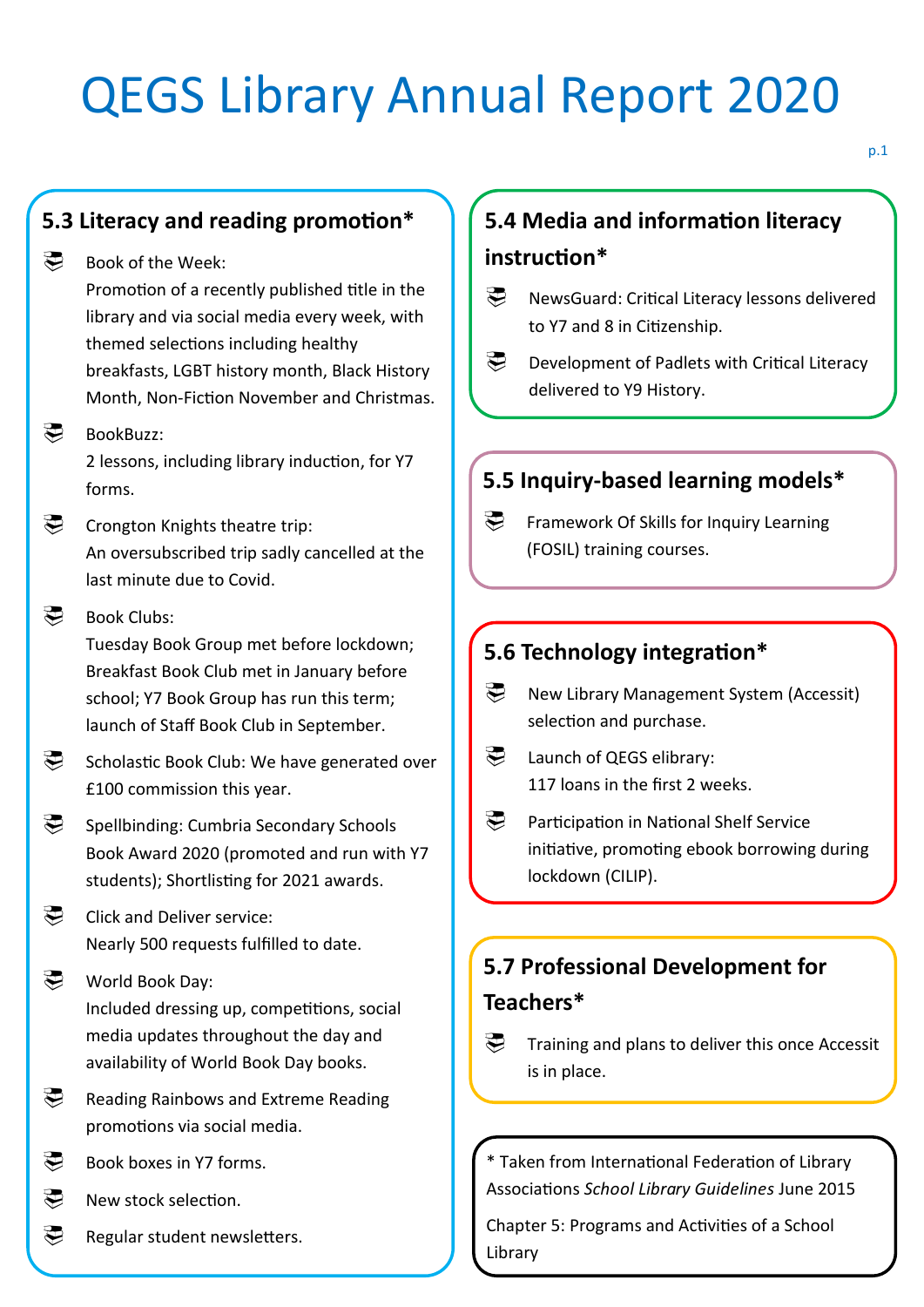# QEGS Library Annual Report 2020

## 5.3 Literacy and reading promotion*

- Book of the Week:
  Promotion of a recently published title in the library and via social media every week, with themed selections including healthy breakfasts, LGBT history month, Black History Month, Non-Fiction November and Christmas.
- BookBuzz:
  2 lessons, including library induction, for Y7 forms.
- Crongton Knights theatre trip:
  An oversubscribed trip sadly cancelled at the last minute due to Covid.
- Book Clubs:
  Tuesday Book Group met before lockdown; Breakfast Book Club met in January before school; Y7 Book Group has run this term; launch of Staff Book Club in September.
- Scholastic Book Club: We have generated over £100 commission this year.
- Spellbinding: Cumbria Secondary Schools Book Award 2020 (promoted and run with Y7 students); Shortlisting for 2021 awards.
- Click and Deliver service:
  Nearly 500 requests fulfilled to date.
- World Book Day:
  Included dressing up, competitions, social media updates throughout the day and availability of World Book Day books.
- Reading Rainbows and Extreme Reading promotions via social media.
- Book boxes in Y7 forms.
- New stock selection.
- Regular student newsletters.

## 5.4 Media and information literacy instruction*

- NewsGuard: Critical Literacy lessons delivered to Y7 and 8 in Citizenship.
- Development of Padlets with Critical Literacy delivered to Y9 History.

## 5.5 Inquiry-based learning models*

- Framework Of Skills for Inquiry Learning (FOSIL) training courses.

## 5.6 Technology integration*

- New Library Management System (Accessit) selection and purchase.
- Launch of QEGS elibrary:
  117 loans in the first 2 weeks.
- Participation in National Shelf Service initiative, promoting ebook borrowing during lockdown (CILIP).

## 5.7 Professional Development for Teachers*

- Training and plans to deliver this once Accessit is in place.

* Taken from International Federation of Library Associations *School Library Guidelines* June 2015

Chapter 5: Programs and Activities of a School Library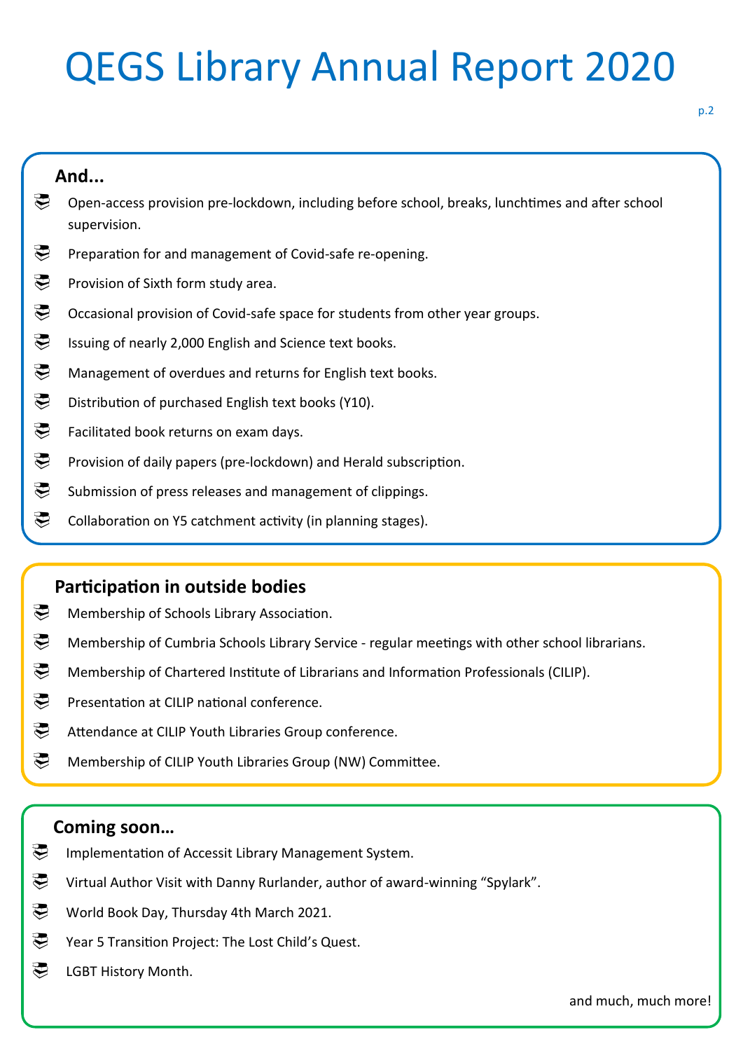# QEGS Library Annual Report 2020

## And...

- Open-access provision pre-lockdown, including before school, breaks, lunchtimes and after school supervision.
- Preparation for and management of Covid-safe re-opening.
- Provision of Sixth form study area.
- Occasional provision of Covid-safe space for students from other year groups.
- Issuing of nearly 2,000 English and Science text books.
- Management of overdues and returns for English text books.
- Distribution of purchased English text books (Y10).
- Facilitated book returns on exam days.
- Provision of daily papers (pre-lockdown) and Herald subscription.
- Submission of press releases and management of clippings.
- Collaboration on Y5 catchment activity (in planning stages).

## Participation in outside bodies

- Membership of Schools Library Association.
- Membership of Cumbria Schools Library Service - regular meetings with other school librarians.
- Membership of Chartered Institute of Librarians and Information Professionals (CILIP).
- Presentation at CILIP national conference.
- Attendance at CILIP Youth Libraries Group conference.
- Membership of CILIP Youth Libraries Group (NW) Committee.

## Coming soon…

- Implementation of Accessit Library Management System.
- Virtual Author Visit with Danny Rurlander, author of award-winning "Spylark".
- World Book Day, Thursday 4th March 2021.
- Year 5 Transition Project: The Lost Child's Quest.
- LGBT History Month.

and much, much more!